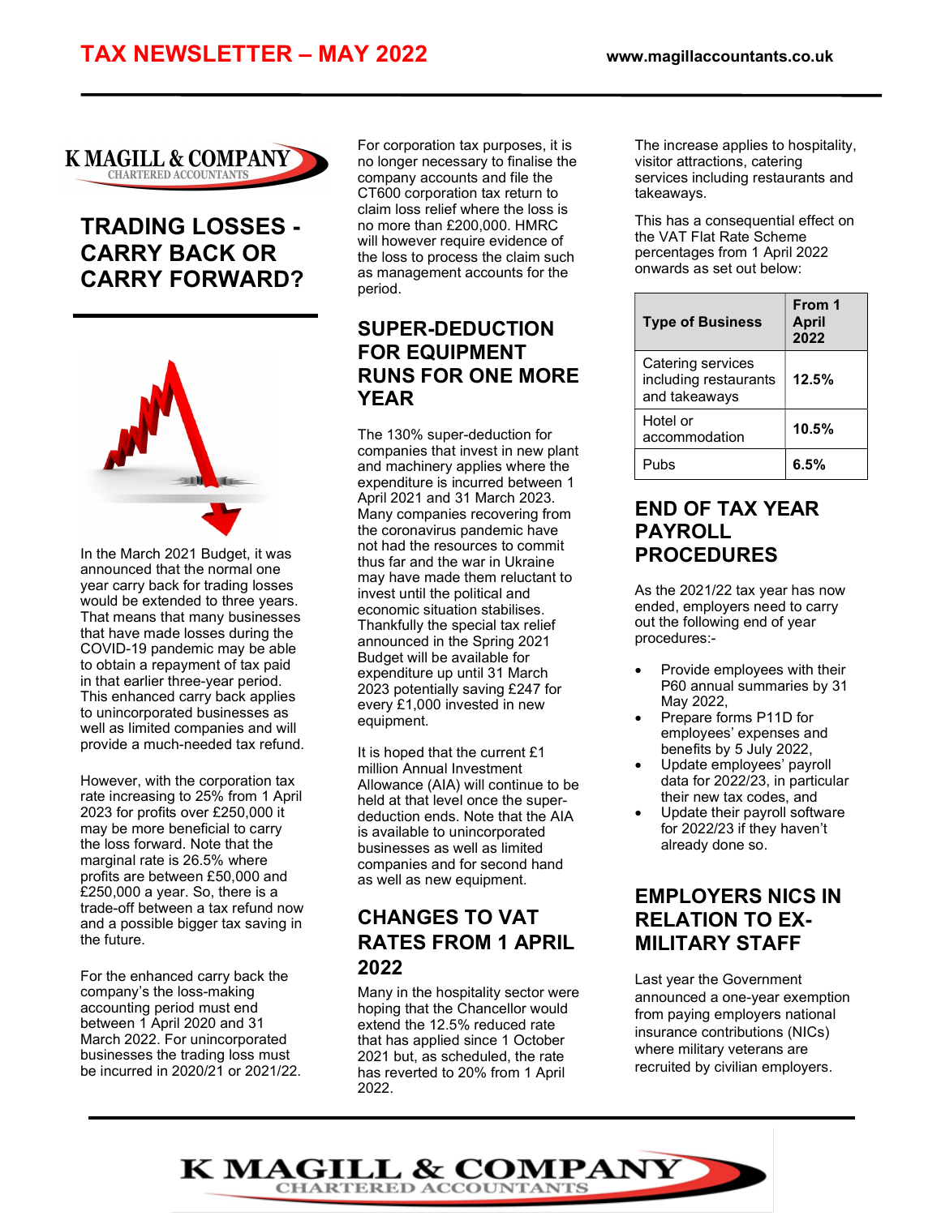# TAX NEWSLETTER – MAY 2022

www.magillaccountants.co.uk

## TRADING LOSSES - CARRY BACK OR CARRY FORWARD?

In the March 2021 Budget, it was announced that the normal one year carry back for trading losses would be extended to three years. That means that many businesses that have made losses during the COVID-19 pandemic may be able to obtain a repayment of tax paid in that earlier three-year period. This enhanced carry back applies to unincorporated businesses as well as limited companies and will provide a much-needed tax refund.

However, with the corporation tax rate increasing to 25% from 1 April 2023 for profits over £250,000 it may be more beneficial to carry the loss forward. Note that the marginal rate is 26.5% where profits are between £50,000 and £250,000 a year. So, there is a trade-off between a tax refund now and a possible bigger tax saving in the future.

For the enhanced carry back the company's the loss-making accounting period must end between 1 April 2020 and 31 March 2022. For unincorporated businesses the trading loss must be incurred in 2020/21 or 2021/22.

For corporation tax purposes, it is no longer necessary to finalise the company accounts and file the CT600 corporation tax return to claim loss relief where the loss is no more than £200,000. HMRC will however require evidence of the loss to process the claim such as management accounts for the period.

## SUPER-DEDUCTION FOR EQUIPMENT RUNS FOR ONE MORE YEAR

The 130% super-deduction for companies that invest in new plant and machinery applies where the expenditure is incurred between 1 April 2021 and 31 March 2023. Many companies recovering from the coronavirus pandemic have not had the resources to commit thus far and the war in Ukraine may have made them reluctant to invest until the political and economic situation stabilises. Thankfully the special tax relief announced in the Spring 2021 Budget will be available for expenditure up until 31 March 2023 potentially saving £247 for every £1,000 invested in new equipment.

It is hoped that the current £1 million Annual Investment Allowance (AIA) will continue to be held at that level once the super-deduction ends. Note that the AIA is available to unincorporated businesses as well as limited companies and for second hand as well as new equipment.

## CHANGES TO VAT RATES FROM 1 APRIL 2022

Many in the hospitality sector were hoping that the Chancellor would extend the 12.5% reduced rate that has applied since 1 October 2021 but, as scheduled, the rate has reverted to 20% from 1 April 2022.

The increase applies to hospitality, visitor attractions, catering services including restaurants and takeaways.

This has a consequential effect on the VAT Flat Rate Scheme percentages from 1 April 2022 onwards as set out below:

| Type of Business | From 1 April 2022 |
|---|---|
| Catering services including restaurants and takeaways | **12.5%** |
| Hotel or accommodation | **10.5%** |
| Pubs | **6.5%** |

## END OF TAX YEAR PAYROLL PROCEDURES

As the 2021/22 tax year has now ended, employers need to carry out the following end of year procedures:-

- Provide employees with their P60 annual summaries by 31 May 2022,
- Prepare forms P11D for employees' expenses and benefits by 5 July 2022,
- Update employees' payroll data for 2022/23, in particular their new tax codes, and
- Update their payroll software for 2022/23 if they haven't already done so.

## EMPLOYERS NICS IN RELATION TO EX-MILITARY STAFF

Last year the Government announced a one-year exemption from paying employers national insurance contributions (NICs) where military veterans are recruited by civilian employers.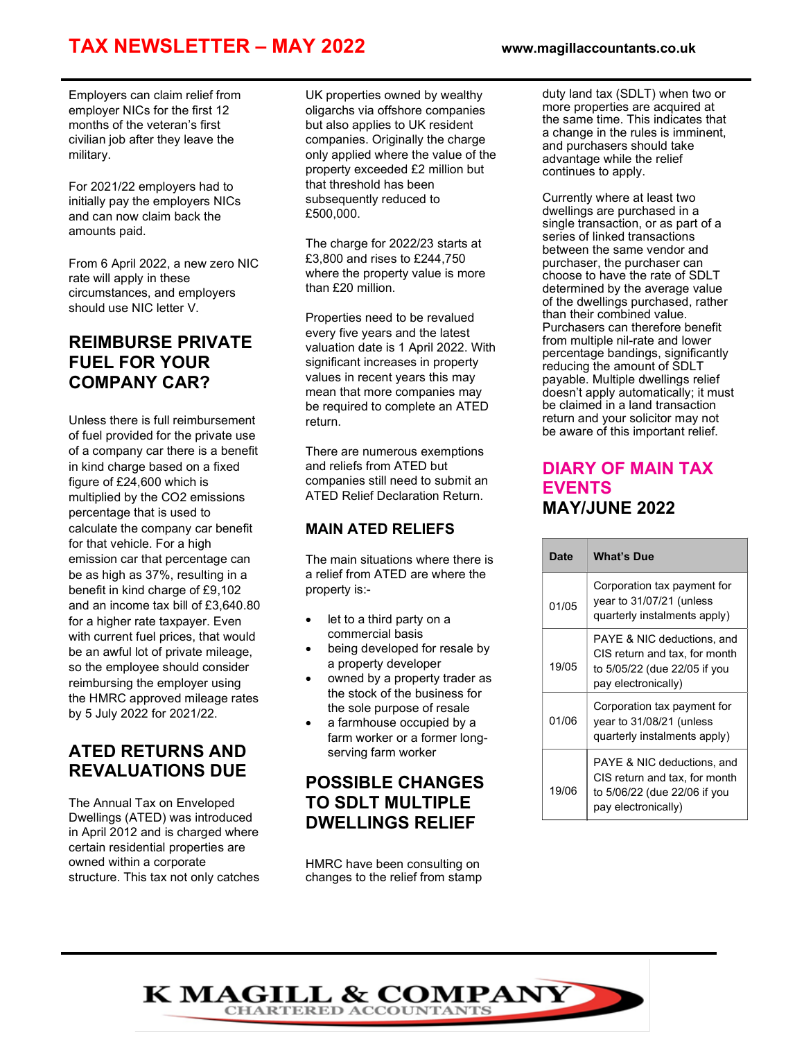Employers can claim relief from employer NICs for the first 12 months of the veteran's first civilian job after they leave the military.

For 2021/22 employers had to initially pay the employers NICs and can now claim back the amounts paid.

From 6 April 2022, a new zero NIC rate will apply in these circumstances, and employers should use NIC letter V.

## REIMBURSE PRIVATE FUEL FOR YOUR COMPANY CAR?

Unless there is full reimbursement of fuel provided for the private use of a company car there is a benefit in kind charge based on a fixed figure of £24,600 which is multiplied by the $CO_2$ emissions percentage that is used to calculate the company car benefit for that vehicle. For a high emission car that percentage can be as high as 37%, resulting in a benefit in kind charge of £9,102 and an income tax bill of £3,640.80 for a higher rate taxpayer. Even with current fuel prices, that would be an awful lot of private mileage, so the employee should consider reimbursing the employer using the HMRC approved mileage rates by 5 July 2022 for 2021/22.

## ATED RETURNS AND REVALUATIONS DUE

The Annual Tax on Enveloped Dwellings (ATED) was introduced in April 2012 and is charged where certain residential properties are owned within a corporate structure. This tax not only catches UK properties owned by wealthy oligarchs via offshore companies but also applies to UK resident companies. Originally the charge only applied where the value of the property exceeded £2 million but that threshold has been subsequently reduced to £500,000.

The charge for 2022/23 starts at £3,800 and rises to £244,750 where the property value is more than £20 million.

Properties need to be revalued every five years and the latest valuation date is 1 April 2022. With significant increases in property values in recent years this may mean that more companies may be required to complete an ATED return.

There are numerous exemptions and reliefs from ATED but companies still need to submit an ATED Relief Declaration Return.

### MAIN ATED RELIEFS

The main situations where there is a relief from ATED are where the property is:-

- let to a third party on a commercial basis
- being developed for resale by a property developer
- owned by a property trader as the stock of the business for the sole purpose of resale
- a farmhouse occupied by a farm worker or a former long-serving farm worker

## POSSIBLE CHANGES TO SDLT MULTIPLE DWELLINGS RELIEF

HMRC have been consulting on changes to the relief from stamp duty land tax (SDLT) when two or more properties are acquired at the same time. This indicates that a change in the rules is imminent, and purchasers should take advantage while the relief continues to apply.

Currently where at least two dwellings are purchased in a single transaction, or as part of a series of linked transactions between the same vendor and purchaser, the purchaser can choose to have the rate of SDLT determined by the average value of the dwellings purchased, rather than their combined value. Purchasers can therefore benefit from multiple nil-rate and lower percentage bandings, significantly reducing the amount of SDLT payable. Multiple dwellings relief doesn't apply automatically; it must be claimed in a land transaction return and your solicitor may not be aware of this important relief.

## DIARY OF MAIN TAX EVENTS MAY/JUNE 2022

| Date | What's Due |
|---|---|
| 01/05 | Corporation tax payment for year to 31/07/21 (unless quarterly instalments apply) |
| 19/05 | PAYE & NIC deductions, and CIS return and tax, for month to 5/05/22 (due 22/05 if you pay electronically) |
| 01/06 | Corporation tax payment for year to 31/08/21 (unless quarterly instalments apply) |
| 19/06 | PAYE & NIC deductions, and CIS return and tax, for month to 5/06/22 (due 22/06 if you pay electronically) |

K MAGILL & COMPANY
CHARTERED ACCOUNTANTS